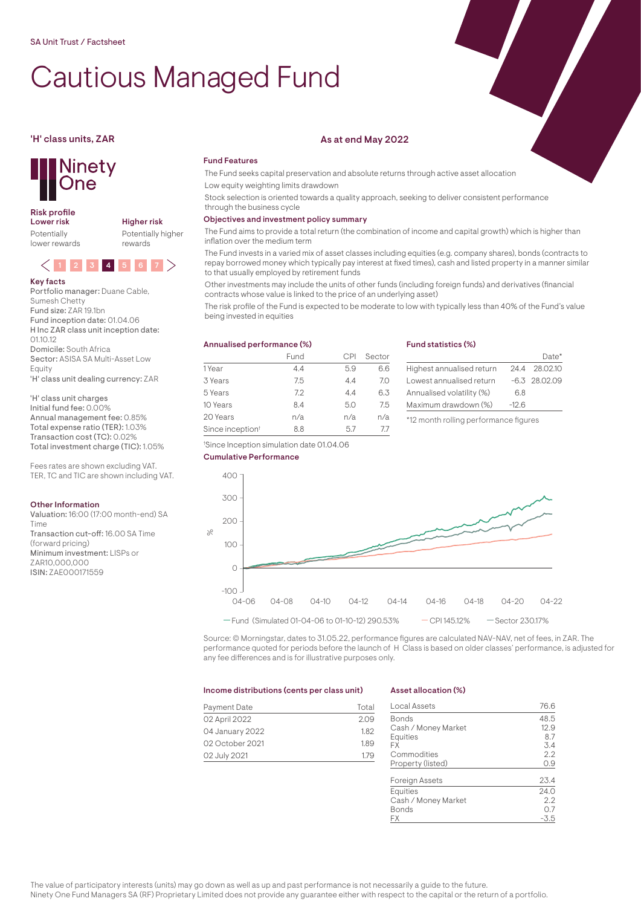SA Unit Trust / Factsheet

# Cautious Managed Fund

## 'H' class units, ZAR

**As at end May 2022**

Ninety One

**Risk profile**

**Lower risk** — Potentially lower rewards

**Higher risk** — Potentially higher rewards

1 2 3 **4** 5 6 7

### Key facts

**Portfolio manager:** Duane Cable, Sumesh Chetty
**Fund size:** ZAR 19.1bn
**Fund inception date:** 01.04.06
**H Inc ZAR class unit inception date:** 01.10.12
**Domicile:** South Africa
**Sector:** ASISA SA Multi-Asset Low Equity
**'H' class unit dealing currency:** ZAR

'H' class unit charges
**Initial fund fee:** 0.00%
**Annual management fee:** 0.85%
**Total expense ratio (TER):** 1.03%
**Transaction cost (TC):** 0.02%
**Total investment charge (TIC):** 1.05%

Fees rates are shown excluding VAT.
TER, TC and TIC are shown including VAT.

### Other Information

**Valuation:** 16:00 (17:00 month-end) SA Time
**Transaction cut-off:** 16.00 SA Time (forward pricing)
**Minimum investment:** LISPs or ZAR10,000,000
**ISIN:** ZAE000171559

### Fund Features

The Fund seeks capital preservation and absolute returns through active asset allocation

Low equity weighting limits drawdown

Stock selection is oriented towards a quality approach, seeking to deliver consistent performance through the business cycle

### Objectives and investment policy summary

The Fund aims to provide a total return (the combination of income and capital growth) which is higher than inflation over the medium term

The Fund invests in a varied mix of asset classes including equities (e.g. company shares), bonds (contracts to repay borrowed money which typically pay interest at fixed times), cash and listed property in a manner similar to that usually employed by retirement funds

Other investments may include the units of other funds (including foreign funds) and derivatives (financial contracts whose value is linked to the price of an underlying asset)

The risk profile of the Fund is expected to be moderate to low with typically less than 40% of the Fund's value being invested in equities

### Annualised performance (%)

| | Fund | CPI | Sector |
|---|---|---|---|
| 1 Year | 4.4 | 5.9 | 6.6 |
| 3 Years | 7.5 | 4.4 | 7.0 |
| 5 Years | 7.2 | 4.4 | 6.3 |
| 10 Years | 8.4 | 5.0 | 7.5 |
| 20 Years | n/a | n/a | n/a |
| Since inception[†] | 8.8 | 5.7 | 7.7 |

[†]Since Inception simulation date 01.04.06

### Fund statistics (%)

| | | Date* |
|---|---|---|
| Highest annualised return | 24.4 | 28.02.10 |
| Lowest annualised return | -6.3 | 28.02.09 |
| Annualised volatility (%) | 6.8 | |
| Maximum drawdown (%) | -12.6 | |

*12 month rolling performance figures

### Cumulative Performance

— Fund (Simulated 01-04-06 to 01-10-12) 290.53% — CPI 145.12% — Sector 230.17%

Source: © Morningstar, dates to 31.05.22, performance figures are calculated NAV-NAV, net of fees, in ZAR. The performance quoted for periods before the launch of H Class is based on older classes' performance, is adjusted for any fee differences and is for illustrative purposes only.

### Income distributions (cents per class unit)

| Payment Date | Total |
|---|---|
| 02 April 2022 | 2.09 |
| 04 January 2022 | 1.82 |
| 02 October 2021 | 1.89 |
| 02 July 2021 | 1.79 |

### Asset allocation (%)

| Local Assets | 76.6 |
|---|---|
| Bonds | 48.5 |
| Cash / Money Market | 12.9 |
| Equities | 8.7 |
| FX | 3.4 |
| Commodities | 2.2 |
| Property (listed) | 0.9 |

| Foreign Assets | 23.4 |
|---|---|
| Equities | 24.0 |
| Cash / Money Market | 2.2 |
| Bonds | 0.7 |
| FX | -3.5 |

The value of participatory interests (units) may go down as well as up and past performance is not necessarily a guide to the future.
Ninety One Fund Managers SA (RF) Proprietary Limited does not provide any guarantee either with respect to the capital or the return of a portfolio.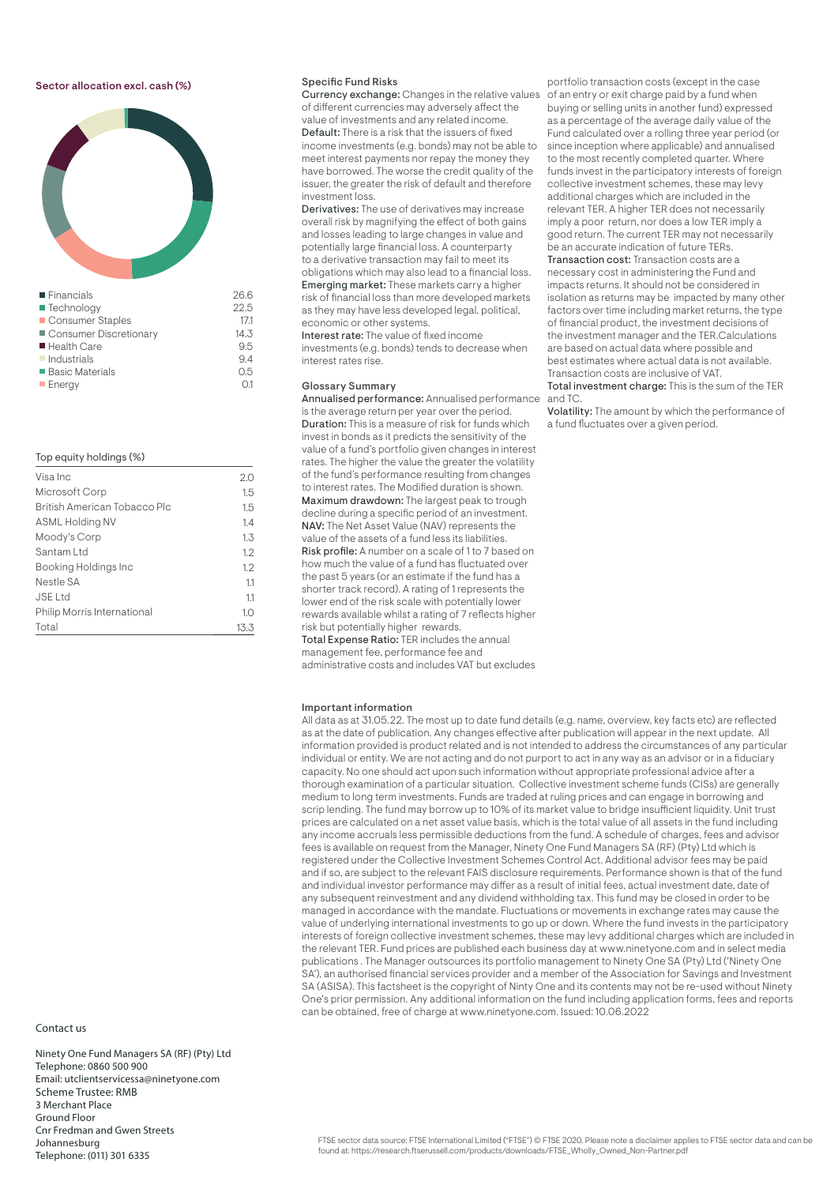## Sector allocation excl. cash (%)

| | |
|---|---|
| Financials | 26.6 |
| Technology | 22.5 |
| Consumer Staples | 17.1 |
| Consumer Discretionary | 14.3 |
| Health Care | 9.5 |
| Industrials | 9.4 |
| Basic Materials | 0.5 |
| Energy | 0.1 |

## Top equity holdings (%)

| | |
|---|---|
| Visa Inc | 2.0 |
| Microsoft Corp | 1.5 |
| British American Tobacco Plc | 1.5 |
| ASML Holding NV | 1.4 |
| Moody's Corp | 1.3 |
| Santam Ltd | 1.2 |
| Booking Holdings Inc | 1.2 |
| Nestle SA | 1.1 |
| JSE Ltd | 1.1 |
| Philip Morris International | 1.0 |
| Total | 13.3 |

## Specific Fund Risks

**Currency exchange:** Changes in the relative values of different currencies may adversely affect the value of investments and any related income.

**Default:** There is a risk that the issuers of fixed income investments (e.g. bonds) may not be able to meet interest payments nor repay the money they have borrowed. The worse the credit quality of the issuer, the greater the risk of default and therefore investment loss.

**Derivatives:** The use of derivatives may increase overall risk by magnifying the effect of both gains and losses leading to large changes in value and potentially large financial loss. A counterparty to a derivative transaction may fail to meet its obligations which may also lead to a financial loss.

**Emerging market:** These markets carry a higher risk of financial loss than more developed markets as they may have less developed legal, political, economic or other systems.

**Interest rate:** The value of fixed income investments (e.g. bonds) tends to decrease when interest rates rise.

## Glossary Summary

**Annualised performance:** Annualised performance is the average return per year over the period.

**Duration:** This is a measure of risk for funds which invest in bonds as it predicts the sensitivity of the value of a fund's portfolio given changes in interest rates. The higher the value the greater the volatility of the fund's performance resulting from changes to interest rates. The Modified duration is shown.

**Maximum drawdown:** The largest peak to trough decline during a specific period of an investment.

**NAV:** The Net Asset Value (NAV) represents the value of the assets of a fund less its liabilities.

**Risk profile:** A number on a scale of 1 to 7 based on how much the value of a fund has fluctuated over the past 5 years (or an estimate if the fund has a shorter track record). A rating of 1 represents the lower end of the risk scale with potentially lower rewards available whilst a rating of 7 reflects higher risk but potentially higher rewards.

**Total Expense Ratio:** TER includes the annual management fee, performance fee and administrative costs and includes VAT but excludes portfolio transaction costs (except in the case of an entry or exit charge paid by a fund when buying or selling units in another fund) expressed as a percentage of the average daily value of the Fund calculated over a rolling three year period (or since inception where applicable) and annualised to the most recently completed quarter. Where funds invest in the participatory interests of foreign collective investment schemes, these may levy additional charges which are included in the relevant TER. A higher TER does not necessarily imply a poor return, nor does a low TER imply a good return. The current TER may not necessarily be an accurate indication of future TERs.

**Transaction cost:** Transaction costs are a necessary cost in administering the Fund and impacts returns. It should not be considered in isolation as returns may be impacted by many other factors over time including market returns, the type of financial product, the investment decisions of the investment manager and the TER.Calculations are based on actual data where possible and best estimates where actual data is not available. Transaction costs are inclusive of VAT.

**Total investment charge:** This is the sum of the TER and TC.

**Volatility:** The amount by which the performance of a fund fluctuates over a given period.

## Important information

All data as at 31.05.22. The most up to date fund details (e.g. name, overview, key facts etc) are reflected as at the date of publication. Any changes effective after publication will appear in the next update. All information provided is product related and is not intended to address the circumstances of any particular individual or entity. We are not acting and do not purport to act in any way as an advisor or in a fiduciary capacity. No one should act upon such information without appropriate professional advice after a thorough examination of a particular situation. Collective investment scheme funds (CISs) are generally medium to long term investments. Funds are traded at ruling prices and can engage in borrowing and scrip lending. The fund may borrow up to 10% of its market value to bridge insufficient liquidity. Unit trust prices are calculated on a net asset value basis, which is the total value of all assets in the fund including any income accruals less permissible deductions from the fund. A schedule of charges, fees and advisor fees is available on request from the Manager, Ninety One Fund Managers SA (RF) (Pty) Ltd which is registered under the Collective Investment Schemes Control Act. Additional advisor fees may be paid and if so, are subject to the relevant FAIS disclosure requirements. Performance shown is that of the fund and individual investor performance may differ as a result of initial fees, actual investment date, date of any subsequent reinvestment and any dividend withholding tax. This fund may be closed in order to be managed in accordance with the mandate. Fluctuations or movements in exchange rates may cause the value of underlying international investments to go up or down. Where the fund invests in the participatory interests of foreign collective investment schemes, these may levy additional charges which are included in the relevant TER. Fund prices are published each business day at www.ninetyone.com and in select media publications . The Manager outsources its portfolio management to Ninety One SA (Pty) Ltd ('Ninety One SA'), an authorised financial services provider and a member of the Association for Savings and Investment SA (ASISA). This factsheet is the copyright of Ninty One and its contents may not be re-used without Ninety One's prior permission. Any additional information on the fund including application forms, fees and reports can be obtained, free of charge at www.ninetyone.com. Issued: 10.06.2022

## Contact us

Ninety One Fund Managers SA (RF) (Pty) Ltd
Telephone: 0860 500 900
Email: utclientservicessa@ninetyone.com
Scheme Trustee: RMB
3 Merchant Place
Ground Floor
Cnr Fredman and Gwen Streets
Johannesburg
Telephone: (011) 301 6335

FTSE sector data source: FTSE International Limited ("FTSE") © FTSE 2020. Please note a disclaimer applies to FTSE sector data and can be found at: https://research.ftserussell.com/products/downloads/FTSE_Wholly_Owned_Non-Partner.pdf